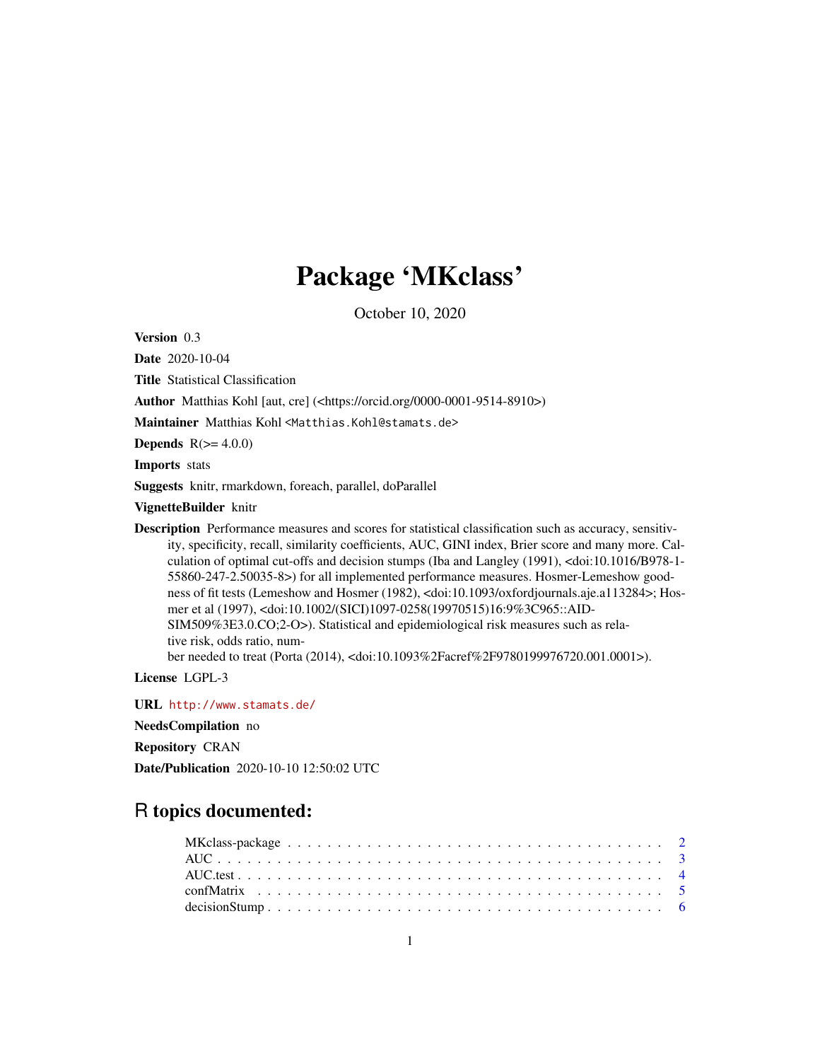# Package 'MKclass'

October 10, 2020

**Version** 0.3

**Date** 2020-10-04

**Title** Statistical Classification

**Author** Matthias Kohl [aut, cre] (<https://orcid.org/0000-0001-9514-8910>)

**Maintainer** Matthias Kohl <Matthias.Kohl@stamats.de>

**Depends** R(>= 4.0.0)

**Imports** stats

**Suggests** knitr, rmarkdown, foreach, parallel, doParallel

**VignetteBuilder** knitr

**Description** Performance measures and scores for statistical classification such as accuracy, sensitivity, specificity, recall, similarity coefficients, AUC, GINI index, Brier score and many more. Calculation of optimal cut-offs and decision stumps (Iba and Langley (1991), <doi:10.1016/B978-1-55860-247-2.50035-8>) for all implemented performance measures. Hosmer-Lemeshow goodness of fit tests (Lemeshow and Hosmer (1982), <doi:10.1093/oxfordjournals.aje.a113284>; Hosmer et al (1997), <doi:10.1002/(SICI)1097-0258(19970515)16:9%3C965::AID-SIM509%3E3.0.CO;2-O>). Statistical and epidemiological risk measures such as relative risk, odds ratio, number needed to treat (Porta (2014), <doi:10.1093%2Facref%2F9780199976720.001.0001>).

**License** LGPL-3

**URL** http://www.stamats.de/

**NeedsCompilation** no

**Repository** CRAN

**Date/Publication** 2020-10-10 12:50:02 UTC

## R topics documented:

- MKclass-package . . . . . . . . . . . . . . . . . . . . . . . . . . . . . . . . . . . . . . 2
- AUC . . . . . . . . . . . . . . . . . . . . . . . . . . . . . . . . . . . . . . . . . . . . 3
- AUC.test . . . . . . . . . . . . . . . . . . . . . . . . . . . . . . . . . . . . . . . . . . 4
- confMatrix . . . . . . . . . . . . . . . . . . . . . . . . . . . . . . . . . . . . . . . . . 5
- decisionStump . . . . . . . . . . . . . . . . . . . . . . . . . . . . . . . . . . . . . . . 6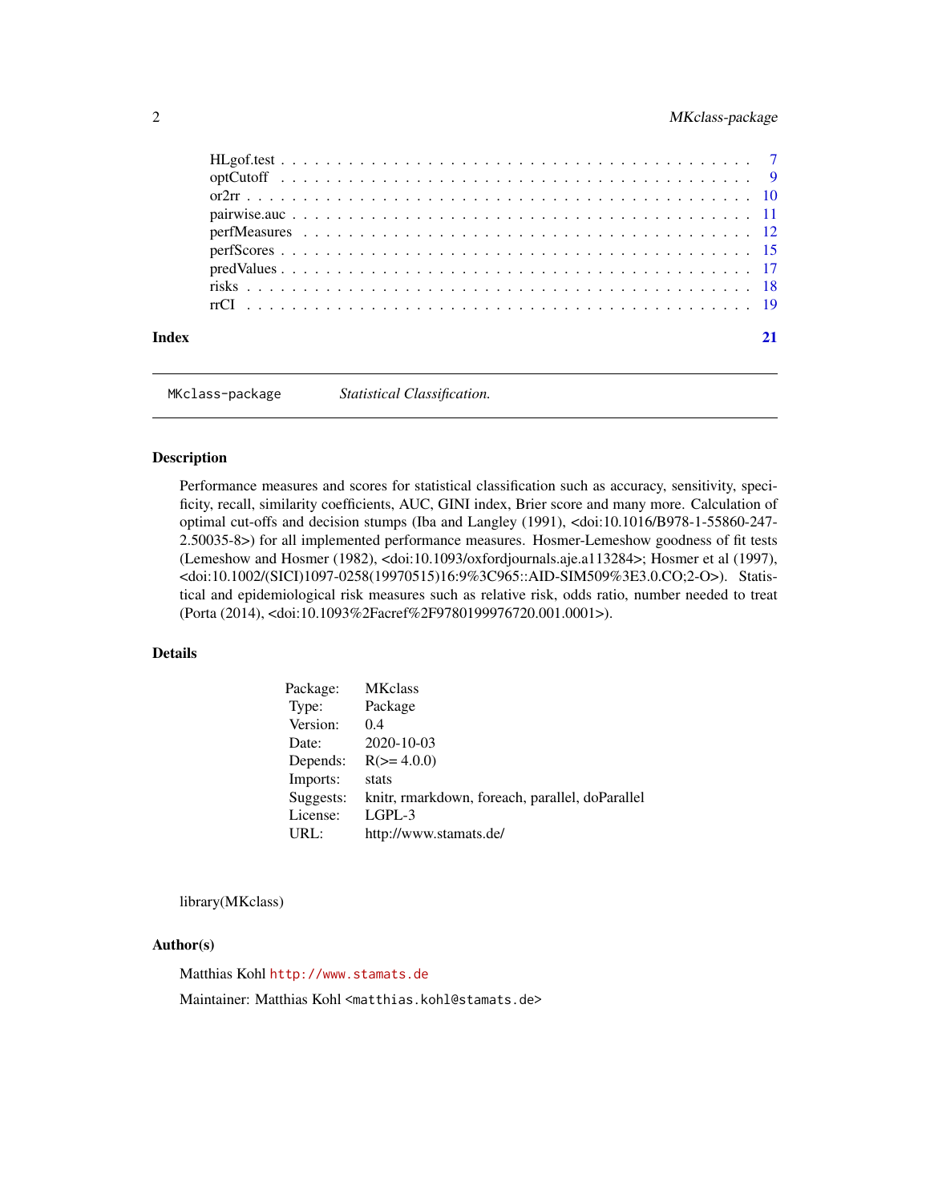HLgof.test . . . . . . . . . . . . . . . . . . . . . . . . . . . . . . . . . . . . . . 7
optCutoff . . . . . . . . . . . . . . . . . . . . . . . . . . . . . . . . . . . . . . 9
or2rr . . . . . . . . . . . . . . . . . . . . . . . . . . . . . . . . . . . . . . 10
pairwise.auc . . . . . . . . . . . . . . . . . . . . . . . . . . . . . . . . . . . . . . 11
perfMeasures . . . . . . . . . . . . . . . . . . . . . . . . . . . . . . . . . . . . . . 12
perfScores . . . . . . . . . . . . . . . . . . . . . . . . . . . . . . . . . . . . . . 15
predValues . . . . . . . . . . . . . . . . . . . . . . . . . . . . . . . . . . . . . . 17
risks . . . . . . . . . . . . . . . . . . . . . . . . . . . . . . . . . . . . . . 18
rrCI . . . . . . . . . . . . . . . . . . . . . . . . . . . . . . . . . . . . . . 19

**Index** **21**

---

`MKclass-package` *Statistical Classification.*

---

## Description

Performance measures and scores for statistical classification such as accuracy, sensitivity, specificity, recall, similarity coefficients, AUC, GINI index, Brier score and many more. Calculation of optimal cut-offs and decision stumps (Iba and Langley (1991), <doi:10.1016/B978-1-55860-247-2.50035-8>) for all implemented performance measures. Hosmer-Lemeshow goodness of fit tests (Lemeshow and Hosmer (1982), <doi:10.1093/oxfordjournals.aje.a113284>; Hosmer et al (1997), <doi:10.1002/(SICI)1097-0258(19970515)16:9%3C965::AID-SIM509%3E3.0.CO;2-O>). Statistical and epidemiological risk measures such as relative risk, odds ratio, number needed to treat (Porta (2014), <doi:10.1093%2Facref%2F9780199976720.001.0001>).

## Details

| | |
|---|---|
| Package: | MKclass |
| Type: | Package |
| Version: | 0.4 |
| Date: | 2020-10-03 |
| Depends: | R(>= 4.0.0) |
| Imports: | stats |
| Suggests: | knitr, rmarkdown, foreach, parallel, doParallel |
| License: | LGPL-3 |
| URL: | http://www.stamats.de/ |

library(MKclass)

## Author(s)

Matthias Kohl `http://www.stamats.de`

Maintainer: Matthias Kohl `<matthias.kohl@stamats.de>`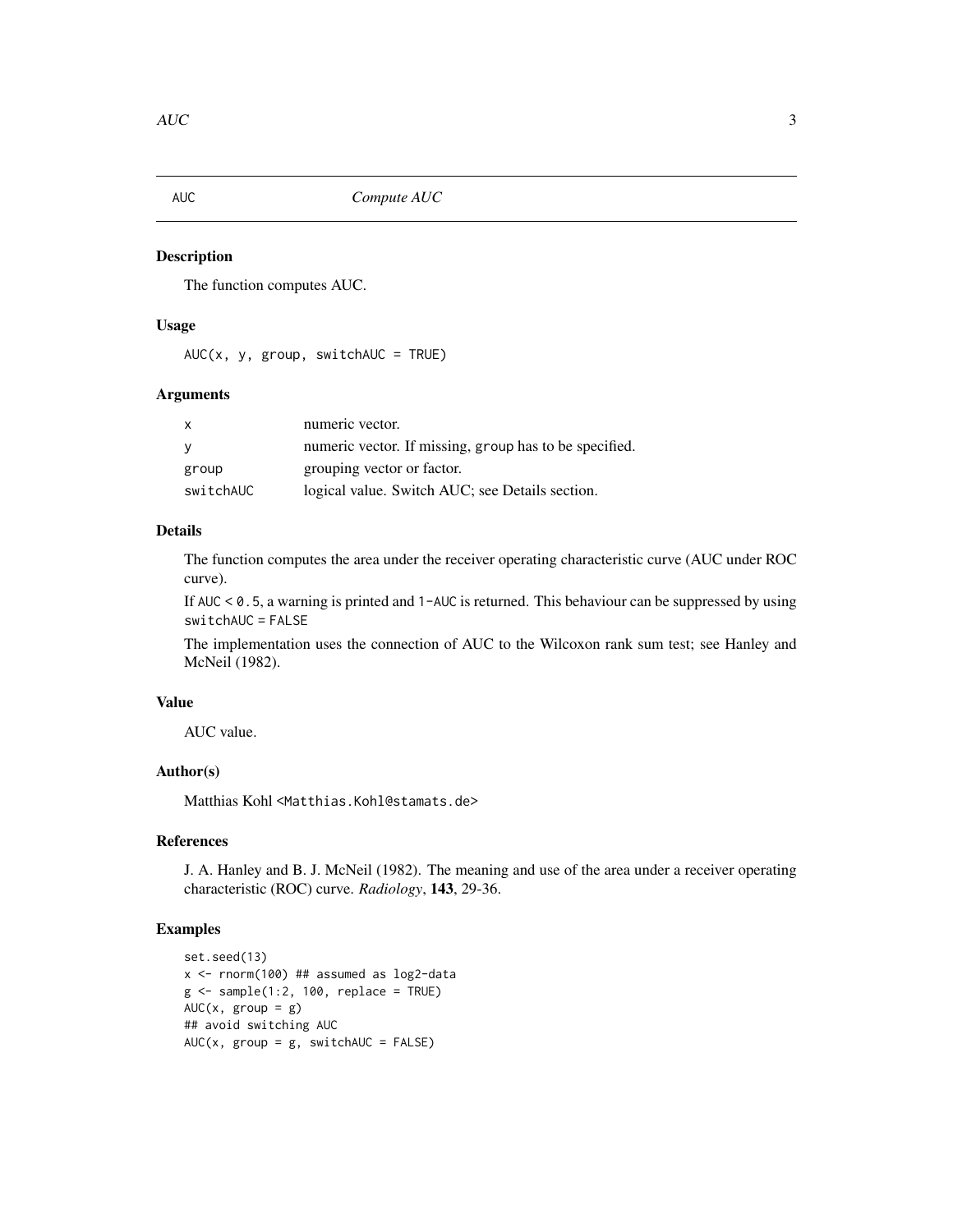# AUC — *Compute AUC*

## Description

The function computes AUC.

## Usage

```
AUC(x, y, group, switchAUC = TRUE)
```

## Arguments

| Argument | Description |
|---|---|
| x | numeric vector. |
| y | numeric vector. If missing, group has to be specified. |
| group | grouping vector or factor. |
| switchAUC | logical value. Switch AUC; see Details section. |

## Details

The function computes the area under the receiver operating characteristic curve (AUC under ROC curve).

If AUC < 0.5, a warning is printed and 1-AUC is returned. This behaviour can be suppressed by using switchAUC = FALSE

The implementation uses the connection of AUC to the Wilcoxon rank sum test; see Hanley and McNeil (1982).

## Value

AUC value.

## Author(s)

Matthias Kohl <Matthias.Kohl@stamats.de>

## References

J. A. Hanley and B. J. McNeil (1982). The meaning and use of the area under a receiver operating characteristic (ROC) curve. *Radiology*, **143**, 29-36.

## Examples

```
set.seed(13)
x <- rnorm(100) ## assumed as log2-data
g <- sample(1:2, 100, replace = TRUE)
AUC(x, group = g)
## avoid switching AUC
AUC(x, group = g, switchAUC = FALSE)
```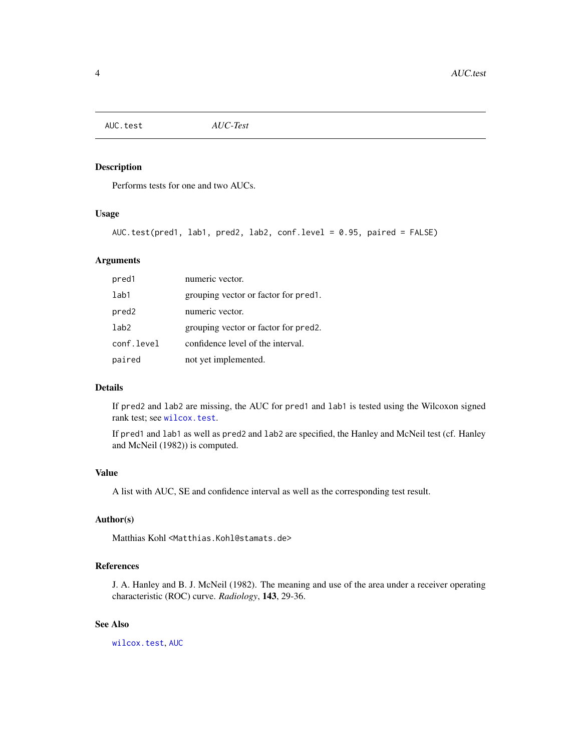## AUC.test — *AUC-Test*

### Description

Performs tests for one and two AUCs.

### Usage

```
AUC.test(pred1, lab1, pred2, lab2, conf.level = 0.95, paired = FALSE)
```

### Arguments

| | |
|---|---|
| `pred1` | numeric vector. |
| `lab1` | grouping vector or factor for `pred1`. |
| `pred2` | numeric vector. |
| `lab2` | grouping vector or factor for `pred2`. |
| `conf.level` | confidence level of the interval. |
| `paired` | not yet implemented. |

### Details

If `pred2` and `lab2` are missing, the AUC for `pred1` and `lab1` is tested using the Wilcoxon signed rank test; see `wilcox.test`.

If `pred1` and `lab1` as well as `pred2` and `lab2` are specified, the Hanley and McNeil test (cf. Hanley and McNeil (1982)) is computed.

### Value

A list with AUC, SE and confidence interval as well as the corresponding test result.

### Author(s)

Matthias Kohl <`Matthias.Kohl@stamats.de`>

### References

J. A. Hanley and B. J. McNeil (1982). The meaning and use of the area under a receiver operating characteristic (ROC) curve. *Radiology*, **143**, 29-36.

### See Also

`wilcox.test`, `AUC`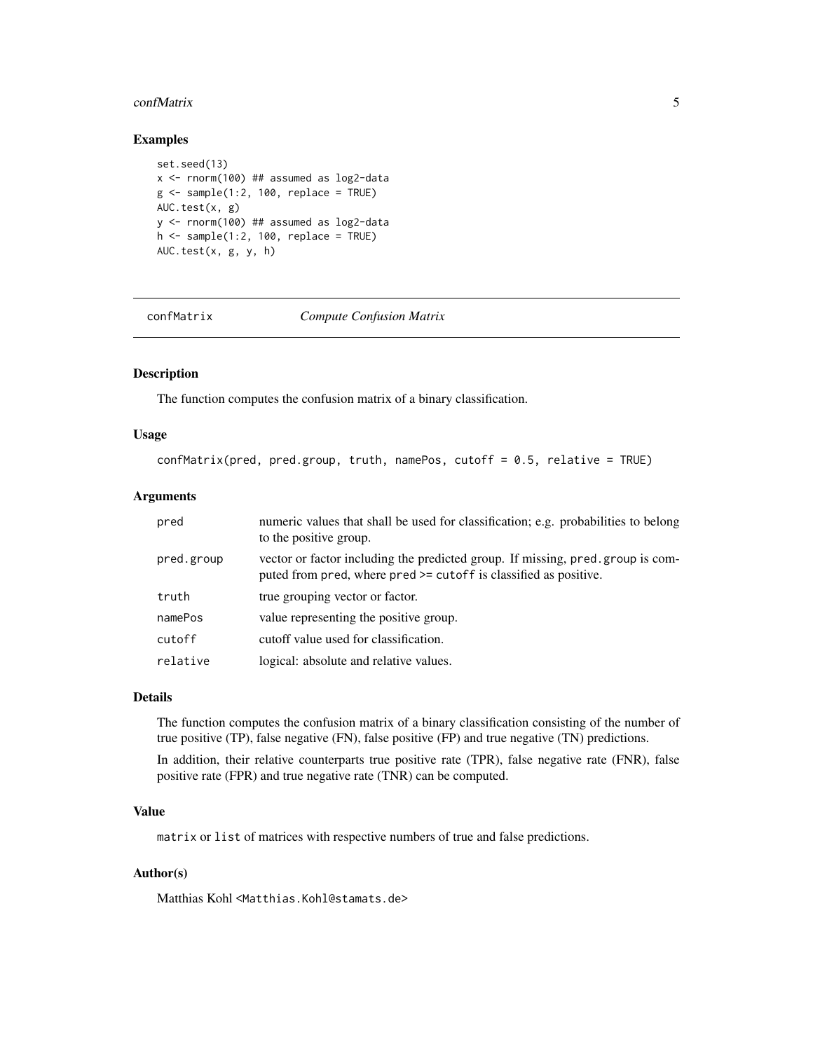## Examples

```
set.seed(13)
x <- rnorm(100) ## assumed as log2-data
g <- sample(1:2, 100, replace = TRUE)
AUC.test(x, g)
y <- rnorm(100) ## assumed as log2-data
h <- sample(1:2, 100, replace = TRUE)
AUC.test(x, g, y, h)
```

---

# confMatrix *Compute Confusion Matrix*

---

## Description

The function computes the confusion matrix of a binary classification.

## Usage

```
confMatrix(pred, pred.group, truth, namePos, cutoff = 0.5, relative = TRUE)
```

## Arguments

| | |
|---|---|
| pred | numeric values that shall be used for classification; e.g. probabilities to belong to the positive group. |
| pred.group | vector or factor including the predicted group. If missing, `pred.group` is computed from `pred`, where `pred >= cutoff` is classified as positive. |
| truth | true grouping vector or factor. |
| namePos | value representing the positive group. |
| cutoff | cutoff value used for classification. |
| relative | logical: absolute and relative values. |

## Details

The function computes the confusion matrix of a binary classification consisting of the number of true positive (TP), false negative (FN), false positive (FP) and true negative (TN) predictions.

In addition, their relative counterparts true positive rate (TPR), false negative rate (FNR), false positive rate (FPR) and true negative rate (TNR) can be computed.

## Value

`matrix` or `list` of matrices with respective numbers of true and false predictions.

## Author(s)

Matthias Kohl <Matthias.Kohl@stamats.de>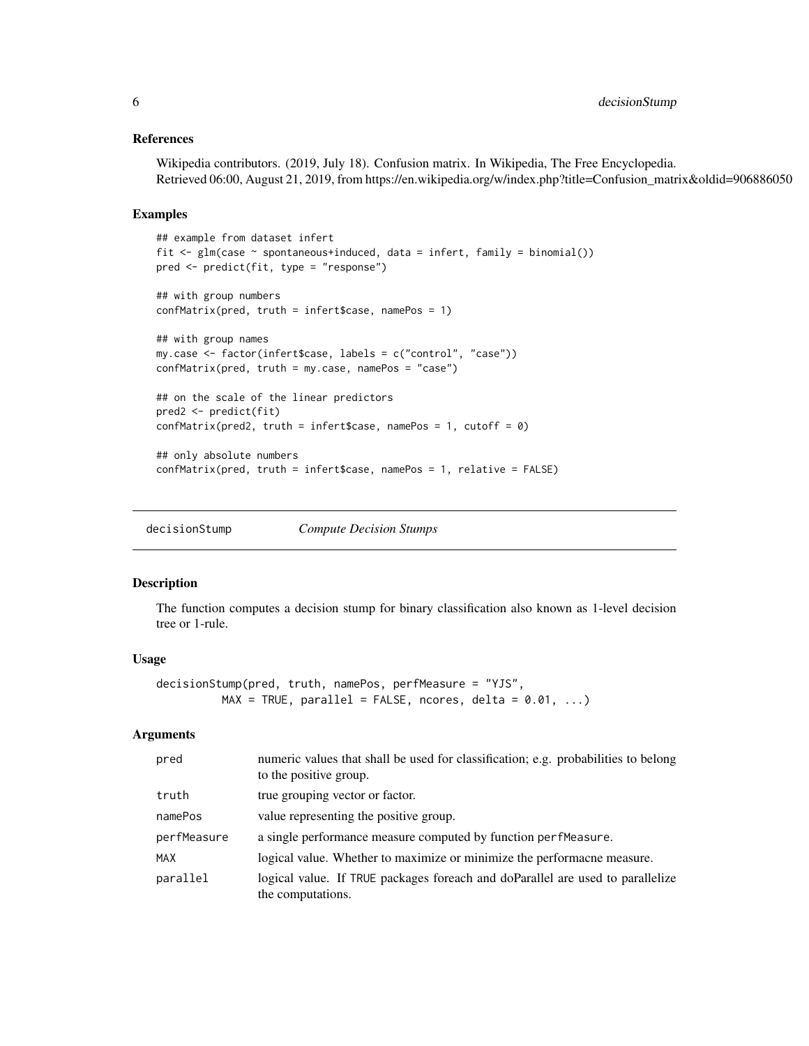### References

Wikipedia contributors. (2019, July 18). Confusion matrix. In Wikipedia, The Free Encyclopedia. Retrieved 06:00, August 21, 2019, from https://en.wikipedia.org/w/index.php?title=Confusion_matrix&oldid=906886050

### Examples

```
## example from dataset infert
fit <- glm(case ~ spontaneous+induced, data = infert, family = binomial())
pred <- predict(fit, type = "response")

## with group numbers
confMatrix(pred, truth = infert$case, namePos = 1)

## with group names
my.case <- factor(infert$case, labels = c("control", "case"))
confMatrix(pred, truth = my.case, namePos = "case")

## on the scale of the linear predictors
pred2 <- predict(fit)
confMatrix(pred2, truth = infert$case, namePos = 1, cutoff = 0)

## only absolute numbers
confMatrix(pred, truth = infert$case, namePos = 1, relative = FALSE)
```

---

## decisionStump *Compute Decision Stumps*

### Description

The function computes a decision stump for binary classification also known as 1-level decision tree or 1-rule.

### Usage

```
decisionStump(pred, truth, namePos, perfMeasure = "YJS",
          MAX = TRUE, parallel = FALSE, ncores, delta = 0.01, ...)
```

### Arguments

| Argument | Description |
|---|---|
| `pred` | numeric values that shall be used for classification; e.g. probabilities to belong to the positive group. |
| `truth` | true grouping vector or factor. |
| `namePos` | value representing the positive group. |
| `perfMeasure` | a single performance measure computed by function `perfMeasure`. |
| `MAX` | logical value. Whether to maximize or minimize the performacne measure. |
| `parallel` | logical value. If `TRUE` packages foreach and doParallel are used to parallelize the computations. |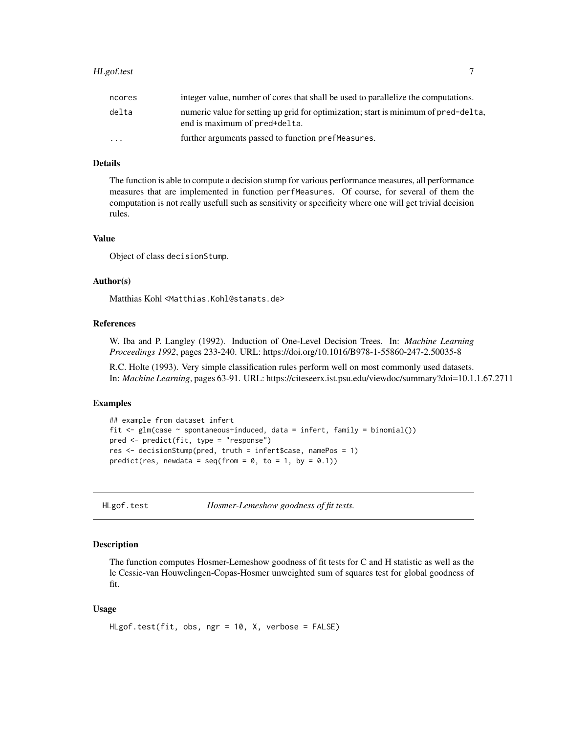| | |
|---|---|
| ncores | integer value, number of cores that shall be used to parallelize the computations. |
| delta | numeric value for setting up grid for optimization; start is minimum of pred-delta, end is maximum of pred+delta. |
| ... | further arguments passed to function prefMeasures. |

### Details

The function is able to compute a decision stump for various performance measures, all performance measures that are implemented in function perfMeasures. Of course, for several of them the computation is not really usefull such as sensitivity or specificity where one will get trivial decision rules.

### Value

Object of class decisionStump.

### Author(s)

Matthias Kohl <Matthias.Kohl@stamats.de>

### References

W. Iba and P. Langley (1992). Induction of One-Level Decision Trees. In: *Machine Learning Proceedings 1992*, pages 233-240. URL: https://doi.org/10.1016/B978-1-55860-247-2.50035-8

R.C. Holte (1993). Very simple classification rules perform well on most commonly used datasets. In: *Machine Learning*, pages 63-91. URL: https://citeseerx.ist.psu.edu/viewdoc/summary?doi=10.1.1.67.2711

### Examples

```
## example from dataset infert
fit <- glm(case ~ spontaneous+induced, data = infert, family = binomial())
pred <- predict(fit, type = "response")
res <- decisionStump(pred, truth = infert$case, namePos = 1)
predict(res, newdata = seq(from = 0, to = 1, by = 0.1))
```

---

## HLgof.test — *Hosmer-Lemeshow goodness of fit tests.*

### Description

The function computes Hosmer-Lemeshow goodness of fit tests for C and H statistic as well as the le Cessie-van Houwelingen-Copas-Hosmer unweighted sum of squares test for global goodness of fit.

### Usage

```
HLgof.test(fit, obs, ngr = 10, X, verbose = FALSE)
```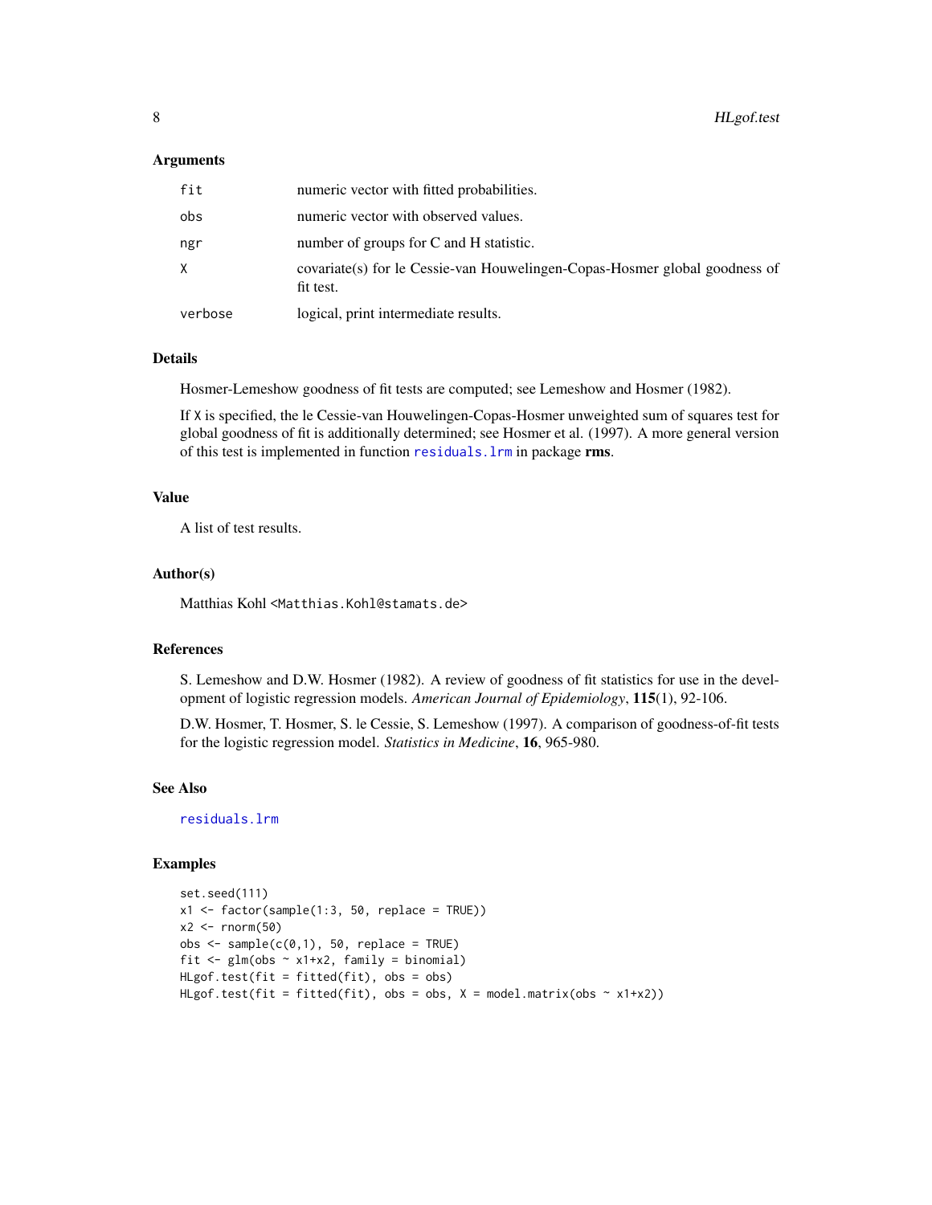### Arguments

| | |
|---|---|
| `fit` | numeric vector with fitted probabilities. |
| `obs` | numeric vector with observed values. |
| `ngr` | number of groups for C and H statistic. |
| `X` | covariate(s) for le Cessie-van Houwelingen-Copas-Hosmer global goodness of fit test. |
| `verbose` | logical, print intermediate results. |

### Details

Hosmer-Lemeshow goodness of fit tests are computed; see Lemeshow and Hosmer (1982).

If `X` is specified, the le Cessie-van Houwelingen-Copas-Hosmer unweighted sum of squares test for global goodness of fit is additionally determined; see Hosmer et al. (1997). A more general version of this test is implemented in function `residuals.lrm` in package **rms**.

### Value

A list of test results.

### Author(s)

Matthias Kohl <`Matthias.Kohl@stamats.de`>

### References

S. Lemeshow and D.W. Hosmer (1982). A review of goodness of fit statistics for use in the development of logistic regression models. *American Journal of Epidemiology*, **115**(1), 92-106.

D.W. Hosmer, T. Hosmer, S. le Cessie, S. Lemeshow (1997). A comparison of goodness-of-fit tests for the logistic regression model. *Statistics in Medicine*, **16**, 965-980.

### See Also

`residuals.lrm`

### Examples

```
set.seed(111)
x1 <- factor(sample(1:3, 50, replace = TRUE))
x2 <- rnorm(50)
obs <- sample(c(0,1), 50, replace = TRUE)
fit <- glm(obs ~ x1+x2, family = binomial)
HLgof.test(fit = fitted(fit), obs = obs)
HLgof.test(fit = fitted(fit), obs = obs, X = model.matrix(obs ~ x1+x2))
```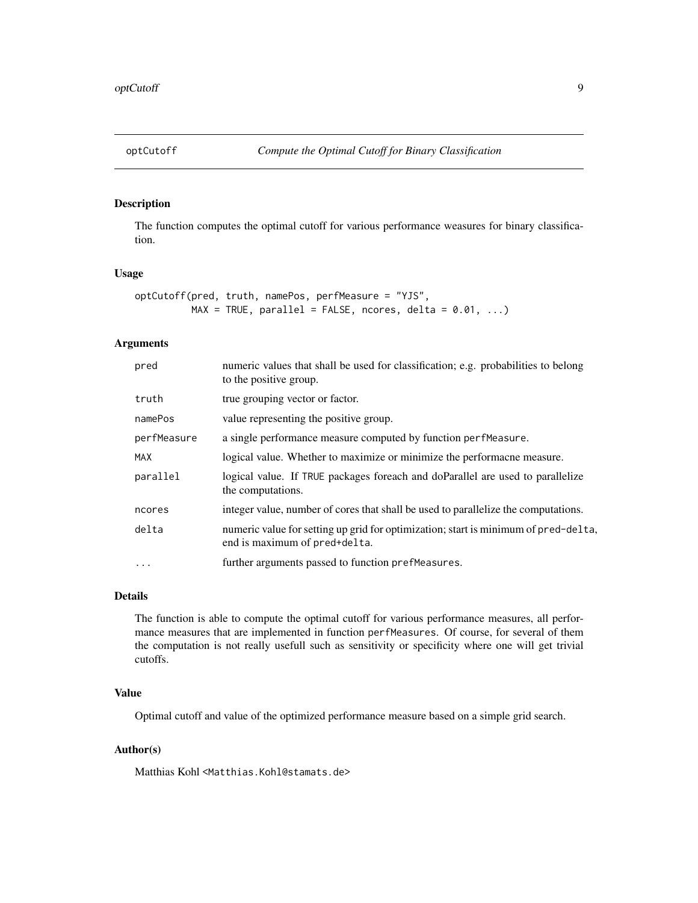# optCutoff — *Compute the Optimal Cutoff for Binary Classification*

## Description

The function computes the optimal cutoff for various performance weasures for binary classification.

## Usage

```
optCutoff(pred, truth, namePos, perfMeasure = "YJS",
          MAX = TRUE, parallel = FALSE, ncores, delta = 0.01, ...)
```

## Arguments

| | |
|---|---|
| `pred` | numeric values that shall be used for classification; e.g. probabilities to belong to the positive group. |
| `truth` | true grouping vector or factor. |
| `namePos` | value representing the positive group. |
| `perfMeasure` | a single performance measure computed by function `perfMeasure`. |
| `MAX` | logical value. Whether to maximize or minimize the performacne measure. |
| `parallel` | logical value. If `TRUE` packages foreach and doParallel are used to parallelize the computations. |
| `ncores` | integer value, number of cores that shall be used to parallelize the computations. |
| `delta` | numeric value for setting up grid for optimization; start is minimum of `pred-delta`, end is maximum of `pred+delta`. |
| `...` | further arguments passed to function `prefMeasures`. |

## Details

The function is able to compute the optimal cutoff for various performance measures, all performance measures that are implemented in function `perfMeasures`. Of course, for several of them the computation is not really usefull such as sensitivity or specificity where one will get trivial cutoffs.

## Value

Optimal cutoff and value of the optimized performance measure based on a simple grid search.

## Author(s)

Matthias Kohl <Matthias.Kohl@stamats.de>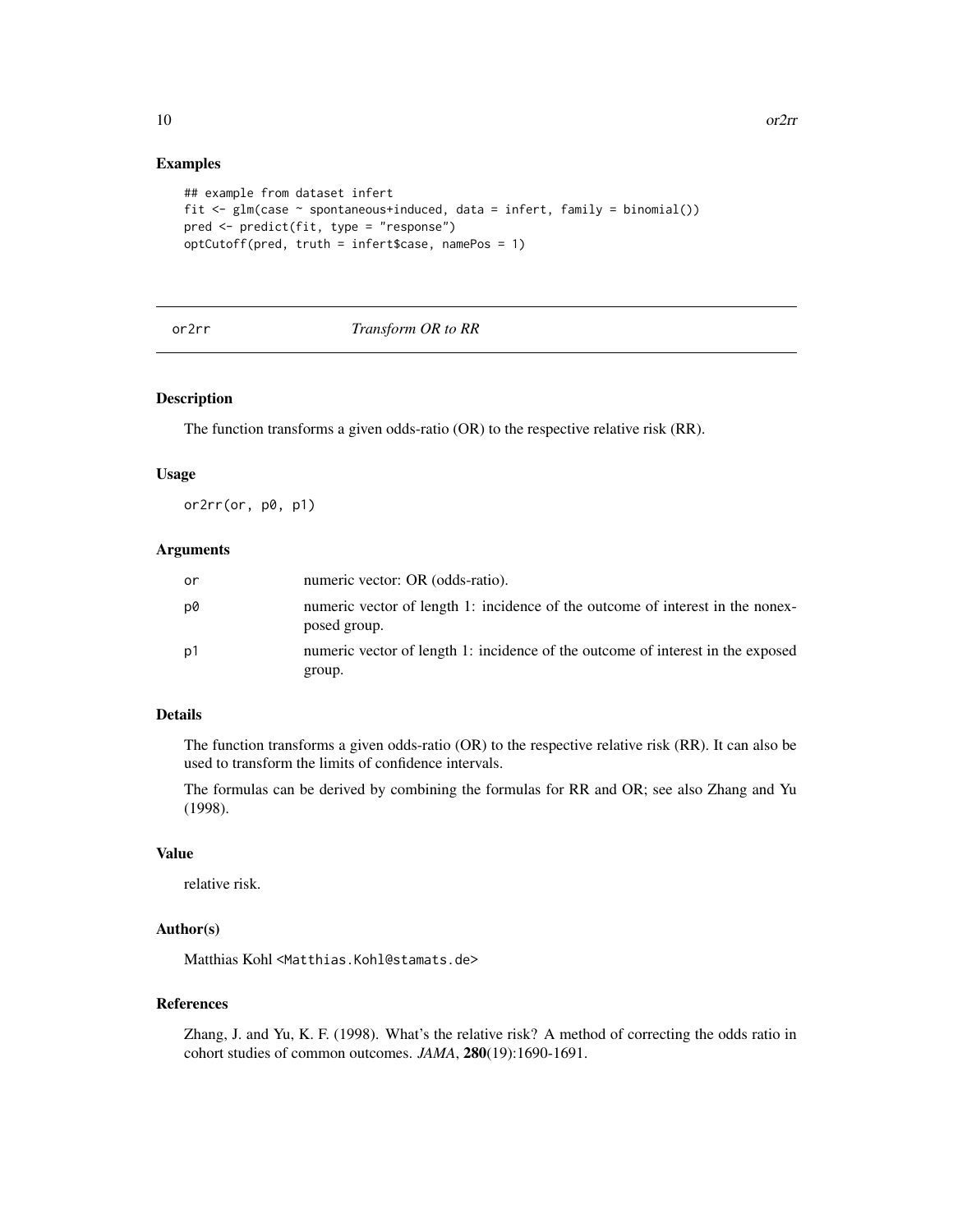## Examples

```
## example from dataset infert
fit <- glm(case ~ spontaneous+induced, data = infert, family = binomial())
pred <- predict(fit, type = "response")
optCutoff(pred, truth = infert$case, namePos = 1)
```

---

or2rr *Transform OR to RR*

---

### Description

The function transforms a given odds-ratio (OR) to the respective relative risk (RR).

### Usage

```
or2rr(or, p0, p1)
```

### Arguments

| | |
|---|---|
| or | numeric vector: OR (odds-ratio). |
| p0 | numeric vector of length 1: incidence of the outcome of interest in the nonexposed group. |
| p1 | numeric vector of length 1: incidence of the outcome of interest in the exposed group. |

### Details

The function transforms a given odds-ratio (OR) to the respective relative risk (RR). It can also be used to transform the limits of confidence intervals.

The formulas can be derived by combining the formulas for RR and OR; see also Zhang and Yu (1998).

### Value

relative risk.

### Author(s)

Matthias Kohl <Matthias.Kohl@stamats.de>

### References

Zhang, J. and Yu, K. F. (1998). What's the relative risk? A method of correcting the odds ratio in cohort studies of common outcomes. *JAMA*, **280**(19):1690-1691.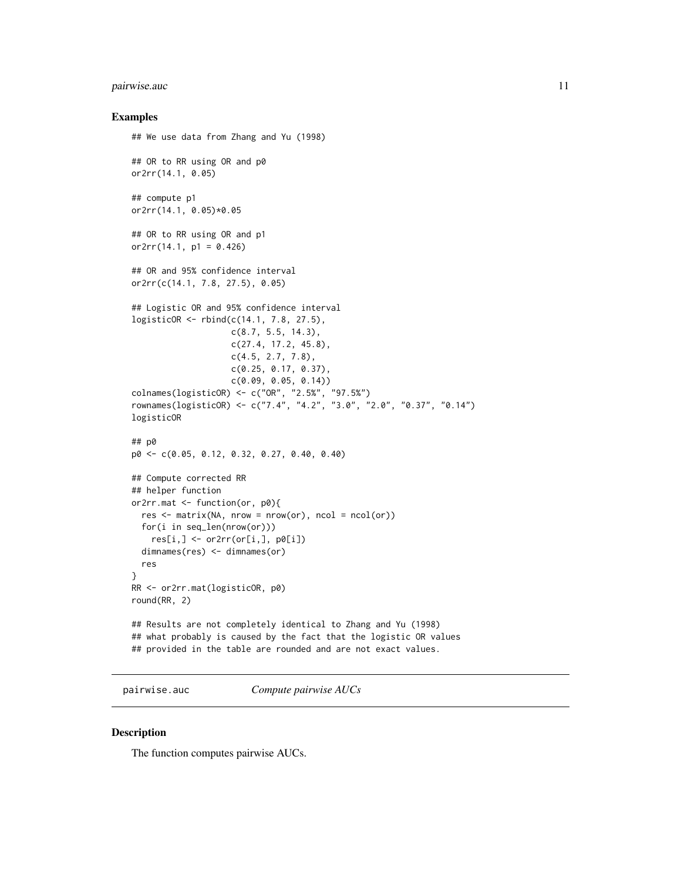## Examples

```
## We use data from Zhang and Yu (1998)

## OR to RR using OR and p0
or2rr(14.1, 0.05)

## compute p1
or2rr(14.1, 0.05)*0.05

## OR to RR using OR and p1
or2rr(14.1, p1 = 0.426)

## OR and 95% confidence interval
or2rr(c(14.1, 7.8, 27.5), 0.05)

## Logistic OR and 95% confidence interval
logisticOR <- rbind(c(14.1, 7.8, 27.5),
                    c(8.7, 5.5, 14.3),
                    c(27.4, 17.2, 45.8),
                    c(4.5, 2.7, 7.8),
                    c(0.25, 0.17, 0.37),
                    c(0.09, 0.05, 0.14))
colnames(logisticOR) <- c("OR", "2.5%", "97.5%")
rownames(logisticOR) <- c("7.4", "4.2", "3.0", "2.0", "0.37", "0.14")
logisticOR

## p0
p0 <- c(0.05, 0.12, 0.32, 0.27, 0.40, 0.40)

## Compute corrected RR
## helper function
or2rr.mat <- function(or, p0){
  res <- matrix(NA, nrow = nrow(or), ncol = ncol(or))
  for(i in seq_len(nrow(or)))
    res[i,] <- or2rr(or[i,], p0[i])
  dimnames(res) <- dimnames(or)
  res
}
RR <- or2rr.mat(logisticOR, p0)
round(RR, 2)

## Results are not completely identical to Zhang and Yu (1998)
## what probably is caused by the fact that the logistic OR values
## provided in the table are rounded and are not exact values.
```

---

pairwise.auc *Compute pairwise AUCs*

---

## Description

The function computes pairwise AUCs.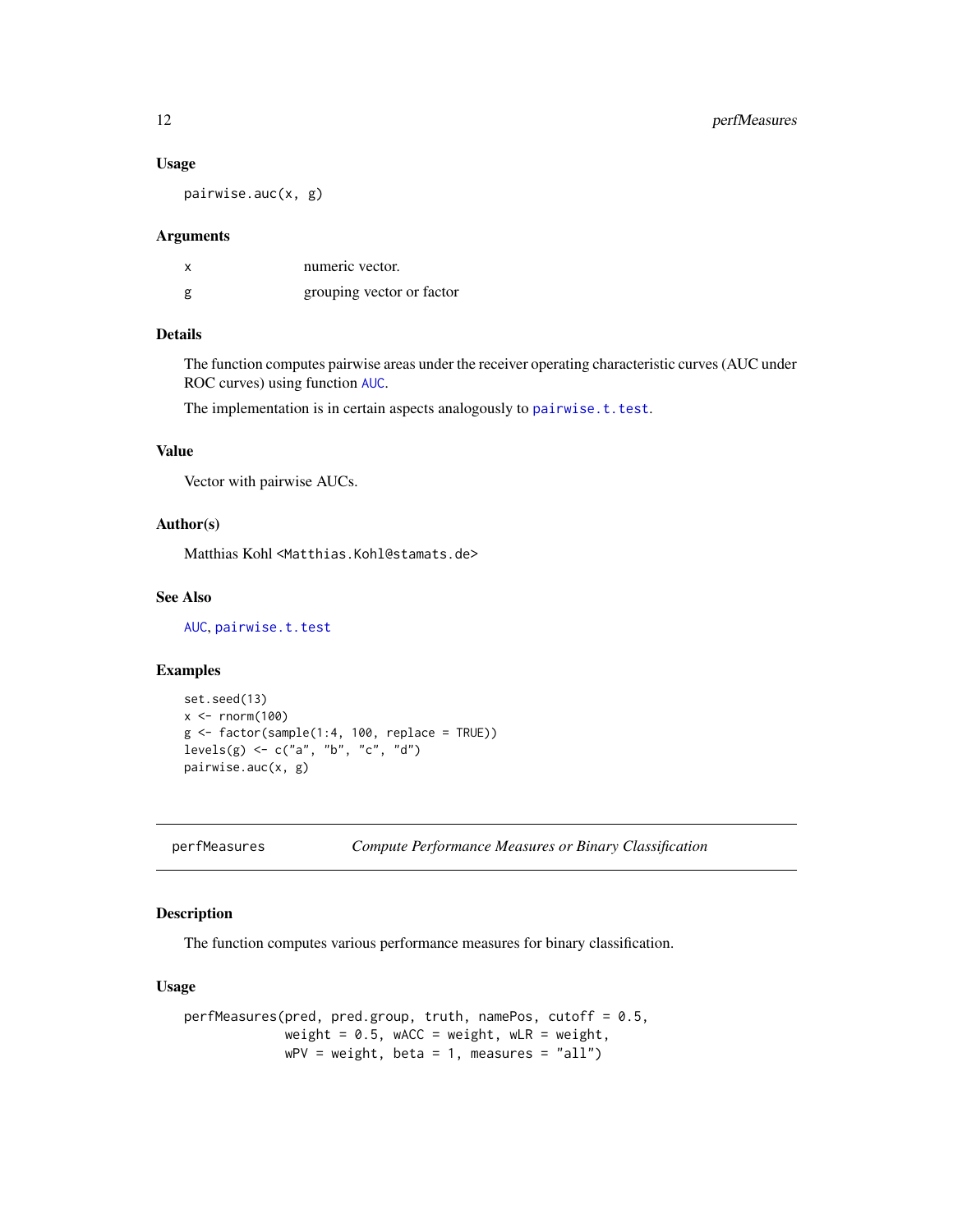### Usage

```
pairwise.auc(x, g)
```

### Arguments

| | |
|---|---|
| x | numeric vector. |
| g | grouping vector or factor |

### Details

The function computes pairwise areas under the receiver operating characteristic curves (AUC under ROC curves) using function AUC.

The implementation is in certain aspects analogously to pairwise.t.test.

### Value

Vector with pairwise AUCs.

### Author(s)

Matthias Kohl <Matthias.Kohl@stamats.de>

### See Also

AUC, pairwise.t.test

### Examples

```
set.seed(13)
x <- rnorm(100)
g <- factor(sample(1:4, 100, replace = TRUE))
levels(g) <- c("a", "b", "c", "d")
pairwise.auc(x, g)
```

---

## perfMeasures — *Compute Performance Measures or Binary Classification*

### Description

The function computes various performance measures for binary classification.

### Usage

```
perfMeasures(pred, pred.group, truth, namePos, cutoff = 0.5,
             weight = 0.5, wACC = weight, wLR = weight,
             wPV = weight, beta = 1, measures = "all")
```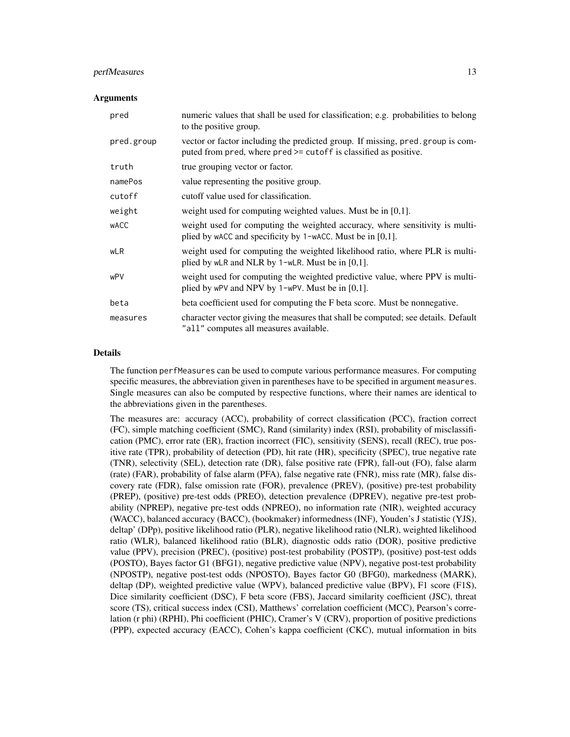### Arguments

| Argument | Description |
| --- | --- |
| `pred` | numeric values that shall be used for classification; e.g. probabilities to belong to the positive group. |
| `pred.group` | vector or factor including the predicted group. If missing, `pred.group` is computed from `pred`, where `pred >= cutoff` is classified as positive. |
| `truth` | true grouping vector or factor. |
| `namePos` | value representing the positive group. |
| `cutoff` | cutoff value used for classification. |
| `weight` | weight used for computing weighted values. Must be in [0,1]. |
| `wACC` | weight used for computing the weighted accuracy, where sensitivity is multiplied by `wACC` and specificity by `1-wACC`. Must be in [0,1]. |
| `wLR` | weight used for computing the weighted likelihood ratio, where PLR is multiplied by `wLR` and NLR by `1-wLR`. Must be in [0,1]. |
| `wPV` | weight used for computing the weighted predictive value, where PPV is multiplied by `wPV` and NPV by `1-wPV`. Must be in [0,1]. |
| `beta` | beta coefficient used for computing the F beta score. Must be nonnegative. |
| `measures` | character vector giving the measures that shall be computed; see details. Default `"all"` computes all measures available. |

### Details

The function `perfMeasures` can be used to compute various performance measures. For computing specific measures, the abbreviation given in parentheses have to be specified in argument `measures`. Single measures can also be computed by respective functions, where their names are identical to the abbreviations given in the parentheses.

The measures are: accuracy (ACC), probability of correct classification (PCC), fraction correct (FC), simple matching coefficient (SMC), Rand (similarity) index (RSI), probability of misclassification (PMC), error rate (ER), fraction incorrect (FIC), sensitivity (SENS), recall (REC), true positive rate (TPR), probability of detection (PD), hit rate (HR), specificity (SPEC), true negative rate (TNR), selectivity (SEL), detection rate (DR), false positive rate (FPR), fall-out (FO), false alarm (rate) (FAR), probability of false alarm (PFA), false negative rate (FNR), miss rate (MR), false discovery rate (FDR), false omission rate (FOR), prevalence (PREV), (positive) pre-test probability (PREP), (positive) pre-test odds (PREO), detection prevalence (DPREV), negative pre-test probability (NPREP), negative pre-test odds (NPREO), no information rate (NIR), weighted accuracy (WACC), balanced accuracy (BACC), (bookmaker) informedness (INF), Youden's J statistic (YJS), deltap' (DPp), positive likelihood ratio (PLR), negative likelihood ratio (NLR), weighted likelihood ratio (WLR), balanced likelihood ratio (BLR), diagnostic odds ratio (DOR), positive predictive value (PPV), precision (PREC), (positive) post-test probability (POSTP), (positive) post-test odds (POSTO), Bayes factor G1 (BFG1), negative predictive value (NPV), negative post-test probability (NPOSTP), negative post-test odds (NPOSTO), Bayes factor G0 (BFG0), markedness (MARK), deltap (DP), weighted predictive value (WPV), balanced predictive value (BPV), F1 score (F1S), Dice similarity coefficient (DSC), F beta score (FBS), Jaccard similarity coefficient (JSC), threat score (TS), critical success index (CSI), Matthews' correlation coefficient (MCC), Pearson's correlation (r phi) (RPHI), Phi coefficient (PHIC), Cramer's V (CRV), proportion of positive predictions (PPP), expected accuracy (EACC), Cohen's kappa coefficient (CKC), mutual information in bits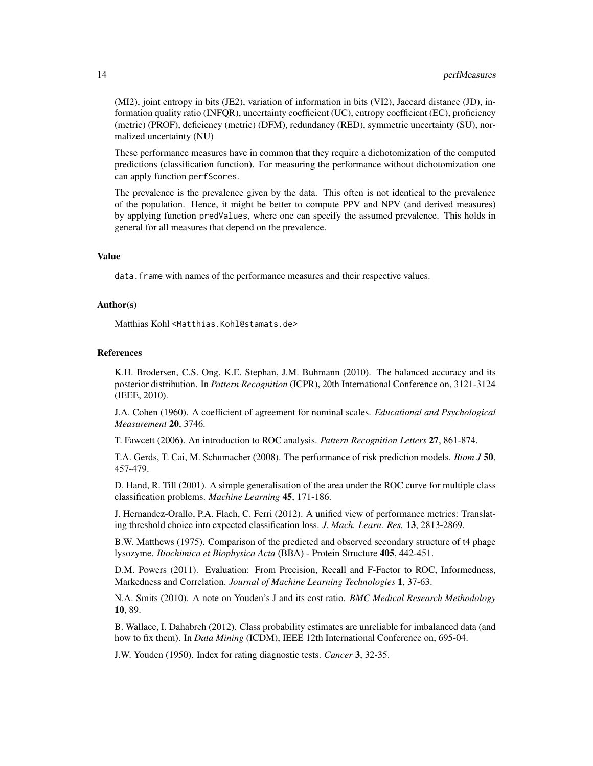(MI2), joint entropy in bits (JE2), variation of information in bits (VI2), Jaccard distance (JD), information quality ratio (INFQR), uncertainty coefficient (UC), entropy coefficient (EC), proficiency (metric) (PROF), deficiency (metric) (DFM), redundancy (RED), symmetric uncertainty (SU), normalized uncertainty (NU)

These performance measures have in common that they require a dichotomization of the computed predictions (classification function). For measuring the performance without dichotomization one can apply function `perfScores`.

The prevalence is the prevalence given by the data. This often is not identical to the prevalence of the population. Hence, it might be better to compute PPV and NPV (and derived measures) by applying function `predValues`, where one can specify the assumed prevalence. This holds in general for all measures that depend on the prevalence.

### Value

`data.frame` with names of the performance measures and their respective values.

### Author(s)

Matthias Kohl <Matthias.Kohl@stamats.de>

### References

K.H. Brodersen, C.S. Ong, K.E. Stephan, J.M. Buhmann (2010). The balanced accuracy and its posterior distribution. In *Pattern Recognition* (ICPR), 20th International Conference on, 3121-3124 (IEEE, 2010).

J.A. Cohen (1960). A coefficient of agreement for nominal scales. *Educational and Psychological Measurement* **20**, 3746.

T. Fawcett (2006). An introduction to ROC analysis. *Pattern Recognition Letters* **27**, 861-874.

T.A. Gerds, T. Cai, M. Schumacher (2008). The performance of risk prediction models. *Biom J* **50**, 457-479.

D. Hand, R. Till (2001). A simple generalisation of the area under the ROC curve for multiple class classification problems. *Machine Learning* **45**, 171-186.

J. Hernandez-Orallo, P.A. Flach, C. Ferri (2012). A unified view of performance metrics: Translating threshold choice into expected classification loss. *J. Mach. Learn. Res.* **13**, 2813-2869.

B.W. Matthews (1975). Comparison of the predicted and observed secondary structure of t4 phage lysozyme. *Biochimica et Biophysica Acta* (BBA) - Protein Structure **405**, 442-451.

D.M. Powers (2011). Evaluation: From Precision, Recall and F-Factor to ROC, Informedness, Markedness and Correlation. *Journal of Machine Learning Technologies* **1**, 37-63.

N.A. Smits (2010). A note on Youden's J and its cost ratio. *BMC Medical Research Methodology* **10**, 89.

B. Wallace, I. Dahabreh (2012). Class probability estimates are unreliable for imbalanced data (and how to fix them). In *Data Mining* (ICDM), IEEE 12th International Conference on, 695-04.

J.W. Youden (1950). Index for rating diagnostic tests. *Cancer* **3**, 32-35.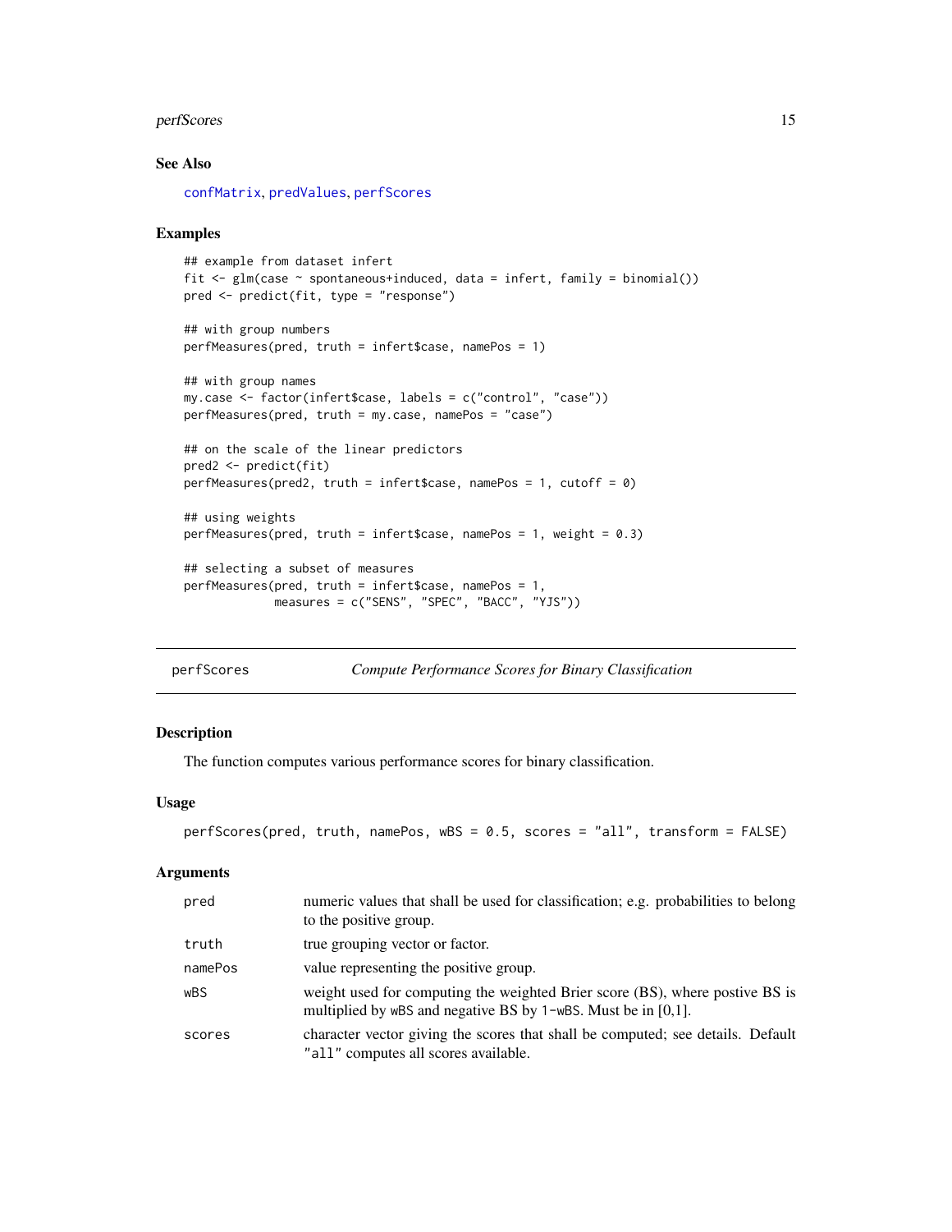### See Also

confMatrix, predValues, perfScores

### Examples

```
## example from dataset infert
fit <- glm(case ~ spontaneous+induced, data = infert, family = binomial())
pred <- predict(fit, type = "response")

## with group numbers
perfMeasures(pred, truth = infert$case, namePos = 1)

## with group names
my.case <- factor(infert$case, labels = c("control", "case"))
perfMeasures(pred, truth = my.case, namePos = "case")

## on the scale of the linear predictors
pred2 <- predict(fit)
perfMeasures(pred2, truth = infert$case, namePos = 1, cutoff = 0)

## using weights
perfMeasures(pred, truth = infert$case, namePos = 1, weight = 0.3)

## selecting a subset of measures
perfMeasures(pred, truth = infert$case, namePos = 1,
             measures = c("SENS", "SPEC", "BACC", "YJS"))
```

---

## perfScores — *Compute Performance Scores for Binary Classification*

---

### Description

The function computes various performance scores for binary classification.

### Usage

```
perfScores(pred, truth, namePos, wBS = 0.5, scores = "all", transform = FALSE)
```

### Arguments

| | |
|---|---|
| pred | numeric values that shall be used for classification; e.g. probabilities to belong to the positive group. |
| truth | true grouping vector or factor. |
| namePos | value representing the positive group. |
| wBS | weight used for computing the weighted Brier score (BS), where postive BS is multiplied by wBS and negative BS by 1-wBS. Must be in [0,1]. |
| scores | character vector giving the scores that shall be computed; see details. Default "all" computes all scores available. |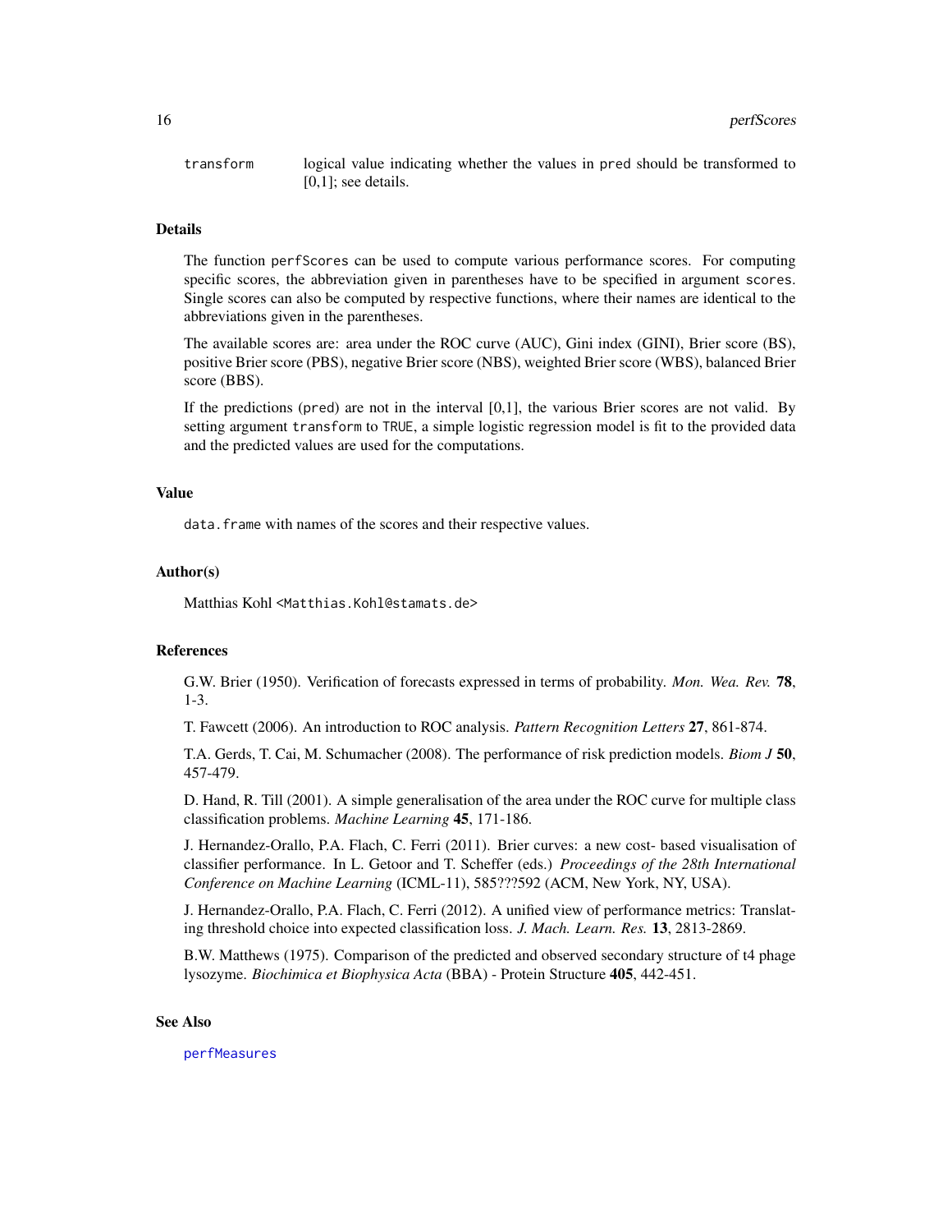| | |
|---|---|
| `transform` | logical value indicating whether the values in `pred` should be transformed to [0,1]; see details. |

### Details

The function `perfScores` can be used to compute various performance scores. For computing specific scores, the abbreviation given in parentheses have to be specified in argument `scores`. Single scores can also be computed by respective functions, where their names are identical to the abbreviations given in the parentheses.

The available scores are: area under the ROC curve (AUC), Gini index (GINI), Brier score (BS), positive Brier score (PBS), negative Brier score (NBS), weighted Brier score (WBS), balanced Brier score (BBS).

If the predictions (`pred`) are not in the interval [0,1], the various Brier scores are not valid. By setting argument `transform` to `TRUE`, a simple logistic regression model is fit to the provided data and the predicted values are used for the computations.

### Value

`data.frame` with names of the scores and their respective values.

### Author(s)

Matthias Kohl <`Matthias.Kohl@stamats.de`>

### References

G.W. Brier (1950). Verification of forecasts expressed in terms of probability. *Mon. Wea. Rev.* **78**, 1-3.

T. Fawcett (2006). An introduction to ROC analysis. *Pattern Recognition Letters* **27**, 861-874.

T.A. Gerds, T. Cai, M. Schumacher (2008). The performance of risk prediction models. *Biom J* **50**, 457-479.

D. Hand, R. Till (2001). A simple generalisation of the area under the ROC curve for multiple class classification problems. *Machine Learning* **45**, 171-186.

J. Hernandez-Orallo, P.A. Flach, C. Ferri (2011). Brier curves: a new cost- based visualisation of classifier performance. In L. Getoor and T. Scheffer (eds.) *Proceedings of the 28th International Conference on Machine Learning* (ICML-11), 585???592 (ACM, New York, NY, USA).

J. Hernandez-Orallo, P.A. Flach, C. Ferri (2012). A unified view of performance metrics: Translating threshold choice into expected classification loss. *J. Mach. Learn. Res.* **13**, 2813-2869.

B.W. Matthews (1975). Comparison of the predicted and observed secondary structure of t4 phage lysozyme. *Biochimica et Biophysica Acta* (BBA) - Protein Structure **405**, 442-451.

### See Also

`perfMeasures`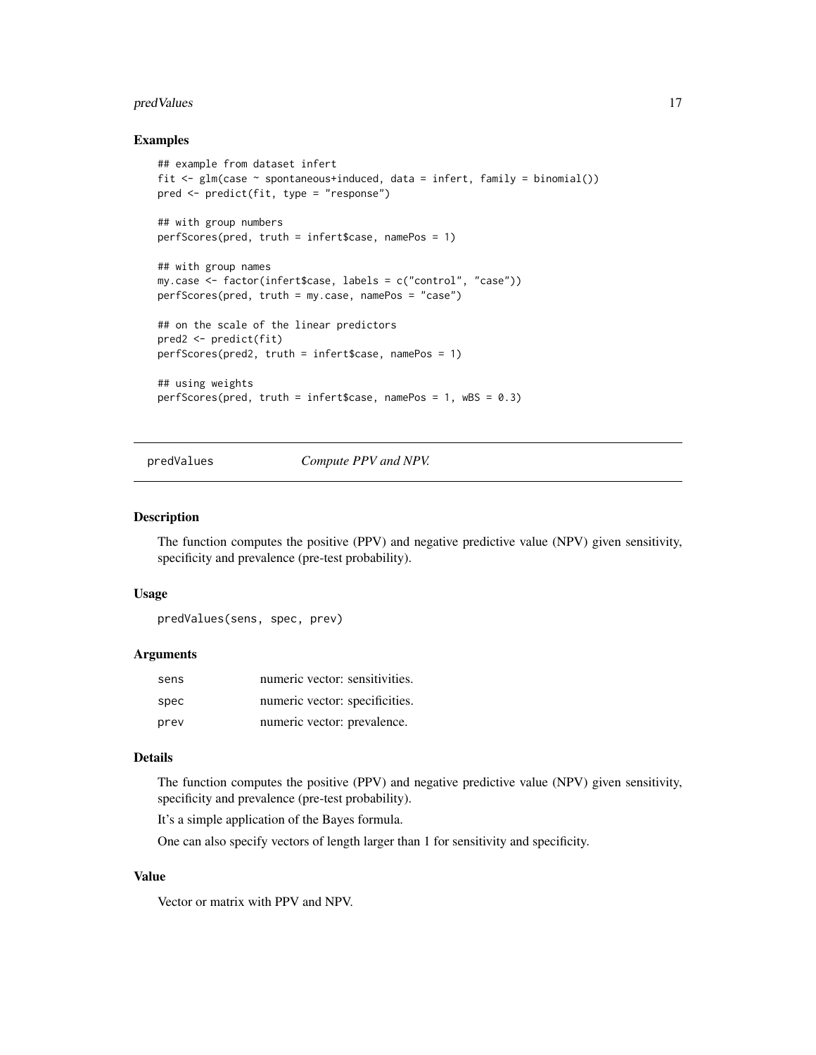## Examples

```
## example from dataset infert
fit <- glm(case ~ spontaneous+induced, data = infert, family = binomial())
pred <- predict(fit, type = "response")

## with group numbers
perfScores(pred, truth = infert$case, namePos = 1)

## with group names
my.case <- factor(infert$case, labels = c("control", "case"))
perfScores(pred, truth = my.case, namePos = "case")

## on the scale of the linear predictors
pred2 <- predict(fit)
perfScores(pred2, truth = infert$case, namePos = 1)

## using weights
perfScores(pred, truth = infert$case, namePos = 1, wBS = 0.3)
```

---

# predValues — *Compute PPV and NPV.*

## Description

The function computes the positive (PPV) and negative predictive value (NPV) given sensitivity, specificity and prevalence (pre-test probability).

## Usage

```
predValues(sens, spec, prev)
```

## Arguments

| | |
|---|---|
| `sens` | numeric vector: sensitivities. |
| `spec` | numeric vector: specificities. |
| `prev` | numeric vector: prevalence. |

## Details

The function computes the positive (PPV) and negative predictive value (NPV) given sensitivity, specificity and prevalence (pre-test probability).

It's a simple application of the Bayes formula.

One can also specify vectors of length larger than 1 for sensitivity and specificity.

## Value

Vector or matrix with PPV and NPV.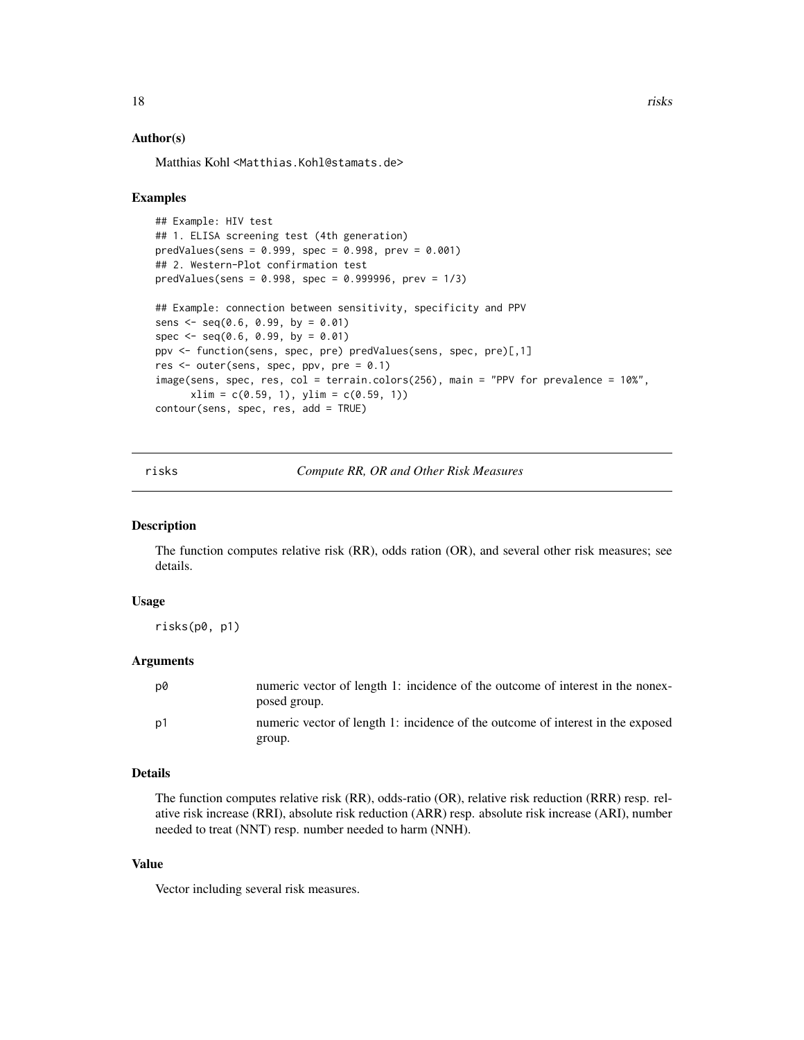### Author(s)

Matthias Kohl <Matthias.Kohl@stamats.de>

### Examples

```
## Example: HIV test
## 1. ELISA screening test (4th generation)
predValues(sens = 0.999, spec = 0.998, prev = 0.001)
## 2. Western-Plot confirmation test
predValues(sens = 0.998, spec = 0.999996, prev = 1/3)

## Example: connection between sensitivity, specificity and PPV
sens <- seq(0.6, 0.99, by = 0.01)
spec <- seq(0.6, 0.99, by = 0.01)
ppv <- function(sens, spec, pre) predValues(sens, spec, pre)[,1]
res <- outer(sens, spec, ppv, pre = 0.1)
image(sens, spec, res, col = terrain.colors(256), main = "PPV for prevalence = 10%",
      xlim = c(0.59, 1), ylim = c(0.59, 1))
contour(sens, spec, res, add = TRUE)
```

---

## risks — *Compute RR, OR and Other Risk Measures*

### Description

The function computes relative risk (RR), odds ration (OR), and several other risk measures; see details.

### Usage

```
risks(p0, p1)
```

### Arguments

| | |
|---|---|
| p0 | numeric vector of length 1: incidence of the outcome of interest in the nonexposed group. |
| p1 | numeric vector of length 1: incidence of the outcome of interest in the exposed group. |

### Details

The function computes relative risk (RR), odds-ratio (OR), relative risk reduction (RRR) resp. relative risk increase (RRI), absolute risk reduction (ARR) resp. absolute risk increase (ARI), number needed to treat (NNT) resp. number needed to harm (NNH).

### Value

Vector including several risk measures.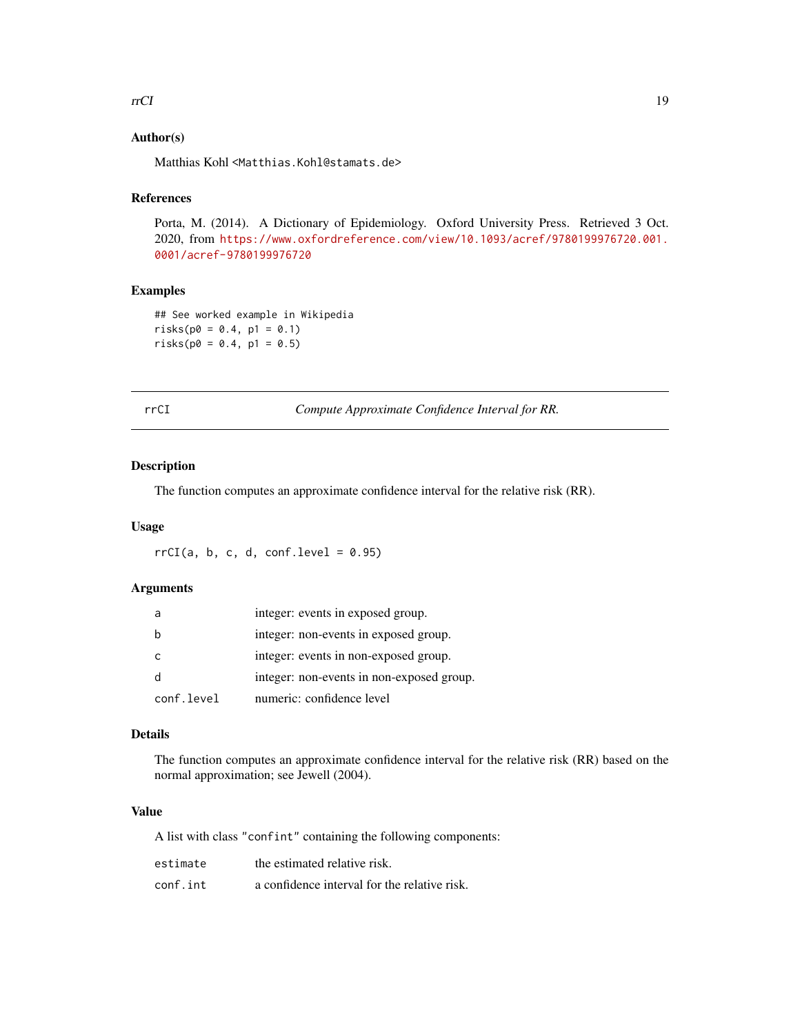### Author(s)

Matthias Kohl <Matthias.Kohl@stamats.de>

### References

Porta, M. (2014). A Dictionary of Epidemiology. Oxford University Press. Retrieved 3 Oct. 2020, from https://www.oxfordreference.com/view/10.1093/acref/9780199976720.001.0001/acref-9780199976720

### Examples

```
## See worked example in Wikipedia
risks(p0 = 0.4, p1 = 0.1)
risks(p0 = 0.4, p1 = 0.5)
```

---

## rrCI — *Compute Approximate Confidence Interval for RR.*

### Description

The function computes an approximate confidence interval for the relative risk (RR).

### Usage

```
rrCI(a, b, c, d, conf.level = 0.95)
```

### Arguments

| | |
|---|---|
| `a` | integer: events in exposed group. |
| `b` | integer: non-events in exposed group. |
| `c` | integer: events in non-exposed group. |
| `d` | integer: non-events in non-exposed group. |
| `conf.level` | numeric: confidence level |

### Details

The function computes an approximate confidence interval for the relative risk (RR) based on the normal approximation; see Jewell (2004).

### Value

A list with class "`confint`" containing the following components:

| | |
|---|---|
| `estimate` | the estimated relative risk. |
| `conf.int` | a confidence interval for the relative risk. |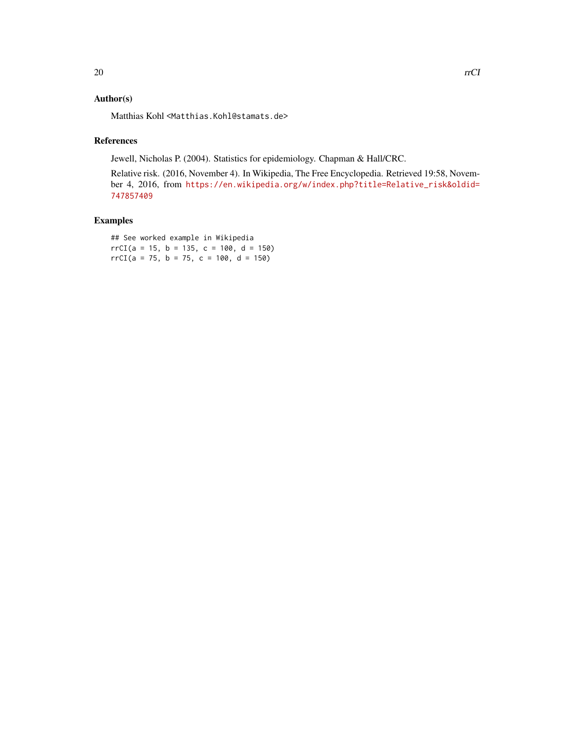## Author(s)

Matthias Kohl <Matthias.Kohl@stamats.de>

## References

Jewell, Nicholas P. (2004). Statistics for epidemiology. Chapman & Hall/CRC.

Relative risk. (2016, November 4). In Wikipedia, The Free Encyclopedia. Retrieved 19:58, November 4, 2016, from https://en.wikipedia.org/w/index.php?title=Relative_risk&oldid=747857409

## Examples

```
## See worked example in Wikipedia
rrCI(a = 15, b = 135, c = 100, d = 150)
rrCI(a = 75, b = 75, c = 100, d = 150)
```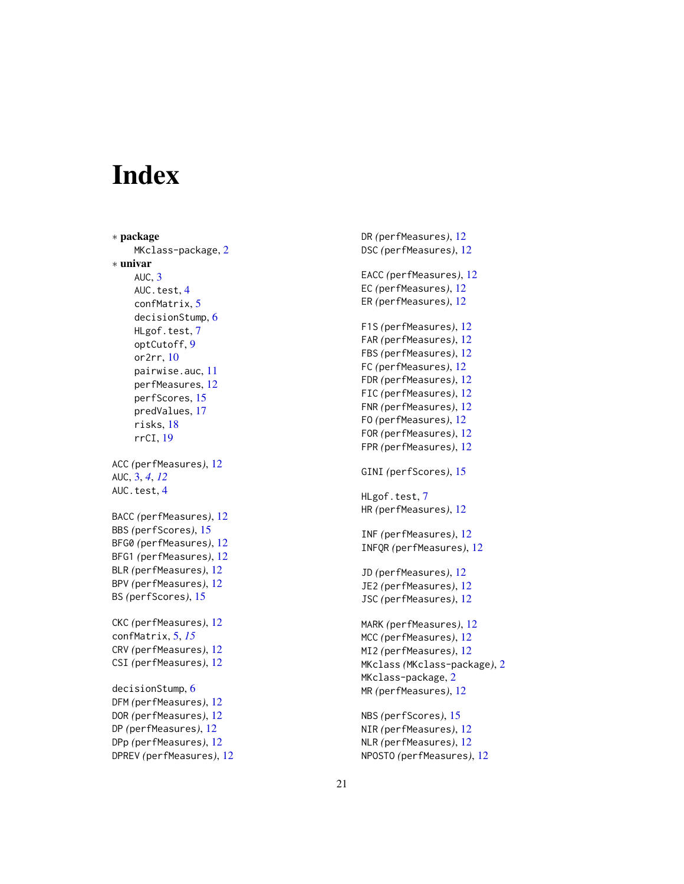# Index

∗ **package**

MKclass-package, 2

∗ **univar**

AUC, 3
AUC.test, 4
confMatrix, 5
decisionStump, 6
HLgof.test, 7
optCutoff, 9
or2rr, 10
pairwise.auc, 11
perfMeasures, 12
perfScores, 15
predValues, 17
risks, 18
rrCI, 19

ACC *(perfMeasures)*, 12
AUC, 3, *4*, *12*
AUC.test, 4

BACC *(perfMeasures)*, 12
BBS *(perfScores)*, 15
BFG0 *(perfMeasures)*, 12
BFG1 *(perfMeasures)*, 12
BLR *(perfMeasures)*, 12
BPV *(perfMeasures)*, 12
BS *(perfScores)*, 15

CKC *(perfMeasures)*, 12
confMatrix, 5, *15*
CRV *(perfMeasures)*, 12
CSI *(perfMeasures)*, 12

decisionStump, 6
DFM *(perfMeasures)*, 12
DOR *(perfMeasures)*, 12
DP *(perfMeasures)*, 12
DPp *(perfMeasures)*, 12
DPREV *(perfMeasures)*, 12
DR *(perfMeasures)*, 12
DSC *(perfMeasures)*, 12

EACC *(perfMeasures)*, 12
EC *(perfMeasures)*, 12
ER *(perfMeasures)*, 12

F1S *(perfMeasures)*, 12
FAR *(perfMeasures)*, 12
FBS *(perfMeasures)*, 12
FC *(perfMeasures)*, 12
FDR *(perfMeasures)*, 12
FIC *(perfMeasures)*, 12
FNR *(perfMeasures)*, 12
FO *(perfMeasures)*, 12
FOR *(perfMeasures)*, 12
FPR *(perfMeasures)*, 12

GINI *(perfScores)*, 15

HLgof.test, 7
HR *(perfMeasures)*, 12

INF *(perfMeasures)*, 12
INFQR *(perfMeasures)*, 12

JD *(perfMeasures)*, 12
JE2 *(perfMeasures)*, 12
JSC *(perfMeasures)*, 12

MARK *(perfMeasures)*, 12
MCC *(perfMeasures)*, 12
MI2 *(perfMeasures)*, 12
MKclass *(MKclass-package)*, 2
MKclass-package, 2
MR *(perfMeasures)*, 12

NBS *(perfScores)*, 15
NIR *(perfMeasures)*, 12
NLR *(perfMeasures)*, 12
NPOSTO *(perfMeasures)*, 12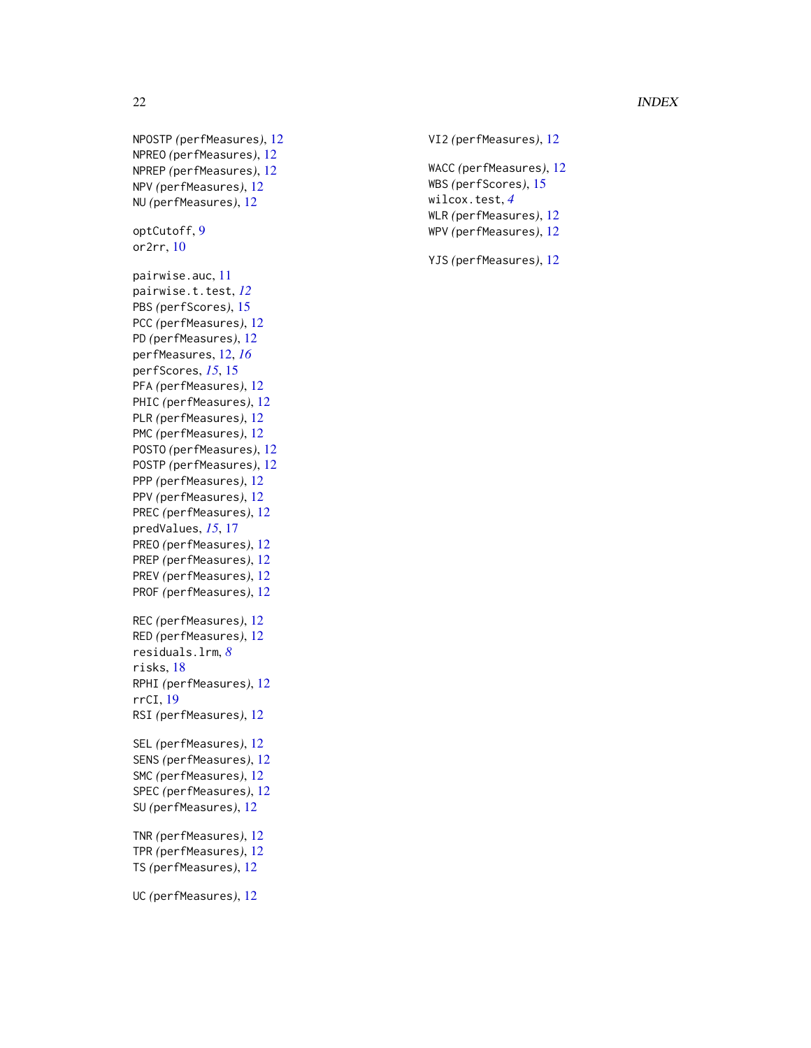NPOSTP *(perfMeasures)*, 12
NPREO *(perfMeasures)*, 12
NPREP *(perfMeasures)*, 12
NPV *(perfMeasures)*, 12
NU *(perfMeasures)*, 12

optCutoff, 9
or2rr, 10

pairwise.auc, 11
pairwise.t.test, *12*
PBS *(perfScores)*, 15
PCC *(perfMeasures)*, 12
PD *(perfMeasures)*, 12
perfMeasures, 12, *16*
perfScores, *15*, 15
PFA *(perfMeasures)*, 12
PHIC *(perfMeasures)*, 12
PLR *(perfMeasures)*, 12
PMC *(perfMeasures)*, 12
POSTO *(perfMeasures)*, 12
POSTP *(perfMeasures)*, 12
PPP *(perfMeasures)*, 12
PPV *(perfMeasures)*, 12
PREC *(perfMeasures)*, 12
predValues, *15*, 17
PREO *(perfMeasures)*, 12
PREP *(perfMeasures)*, 12
PREV *(perfMeasures)*, 12
PROF *(perfMeasures)*, 12

REC *(perfMeasures)*, 12
RED *(perfMeasures)*, 12
residuals.lrm, *8*
risks, 18
RPHI *(perfMeasures)*, 12
rrCI, 19
RSI *(perfMeasures)*, 12

SEL *(perfMeasures)*, 12
SENS *(perfMeasures)*, 12
SMC *(perfMeasures)*, 12
SPEC *(perfMeasures)*, 12
SU *(perfMeasures)*, 12

TNR *(perfMeasures)*, 12
TPR *(perfMeasures)*, 12
TS *(perfMeasures)*, 12

UC *(perfMeasures)*, 12

VI2 *(perfMeasures)*, 12

WACC *(perfMeasures)*, 12
WBS *(perfScores)*, 15
wilcox.test, *4*
WLR *(perfMeasures)*, 12
WPV *(perfMeasures)*, 12

YJS *(perfMeasures)*, 12